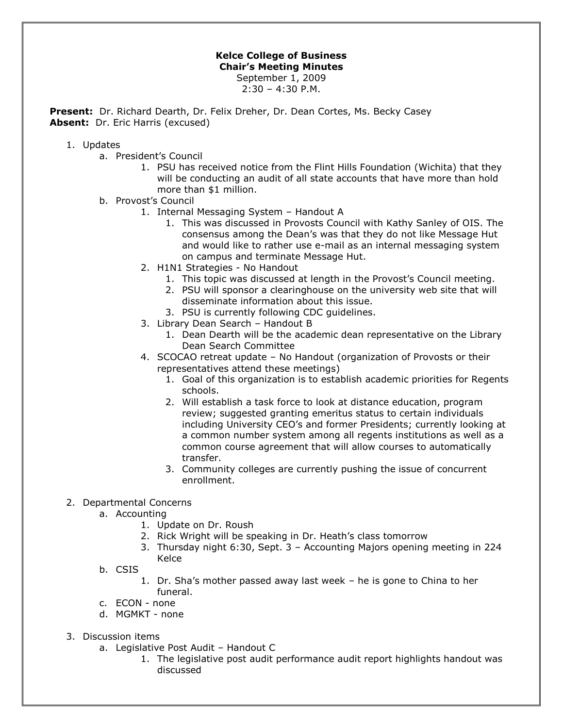**Kelce College of Business**
**Chair's Meeting Minutes**
September 1, 2009
2:30 – 4:30 P.M.

**Present:** Dr. Richard Dearth, Dr. Felix Dreher, Dr. Dean Cortes, Ms. Becky Casey
**Absent:** Dr. Eric Harris (excused)

1. Updates
   a. President's Council
      1. PSU has received notice from the Flint Hills Foundation (Wichita) that they will be conducting an audit of all state accounts that have more than hold more than $1 million.
   
   b. Provost's Council
      1. Internal Messaging System – Handout A
         1. This was discussed in Provosts Council with Kathy Sanley of OIS. The consensus among the Dean's was that they do not like Message Hut and would like to rather use e-mail as an internal messaging system on campus and terminate Message Hut.
      2. H1N1 Strategies - No Handout
         1. This topic was discussed at length in the Provost's Council meeting.
         2. PSU will sponsor a clearinghouse on the university web site that will disseminate information about this issue.
         3. PSU is currently following CDC guidelines.
      3. Library Dean Search – Handout B
         1. Dean Dearth will be the academic dean representative on the Library Dean Search Committee
      4. SCOCAO retreat update – No Handout (organization of Provosts or their representatives attend these meetings)
         1. Goal of this organization is to establish academic priorities for Regents schools.
         2. Will establish a task force to look at distance education, program review; suggested granting emeritus status to certain individuals including University CEO's and former Presidents; currently looking at a common number system among all regents institutions as well as a common course agreement that will allow courses to automatically transfer.
         3. Community colleges are currently pushing the issue of concurrent enrollment.

2. Departmental Concerns
   a. Accounting
      1. Update on Dr. Roush
      2. Rick Wright will be speaking in Dr. Heath's class tomorrow
      3. Thursday night 6:30, Sept. 3 – Accounting Majors opening meeting in 224 Kelce
   
   b. CSIS
      1. Dr. Sha's mother passed away last week – he is gone to China to her funeral.
   
   c. ECON - none
   
   d. MGMKT - none

3. Discussion items
   a. Legislative Post Audit – Handout C
      1. The legislative post audit performance audit report highlights handout was discussed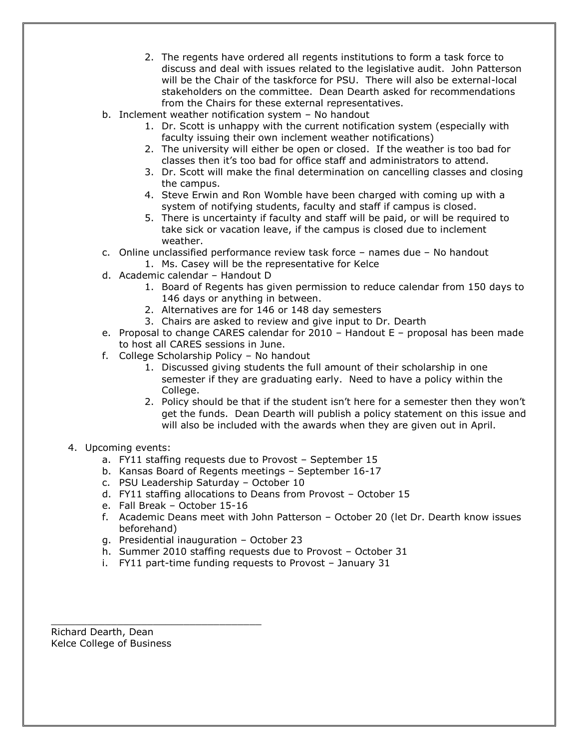2. The regents have ordered all regents institutions to form a task force to discuss and deal with issues related to the legislative audit. John Patterson will be the Chair of the taskforce for PSU. There will also be external-local stakeholders on the committee. Dean Dearth asked for recommendations from the Chairs for these external representatives.

b. Inclement weather notification system – No handout
   1. Dr. Scott is unhappy with the current notification system (especially with faculty issuing their own inclement weather notifications)
   2. The university will either be open or closed. If the weather is too bad for classes then it's too bad for office staff and administrators to attend.
   3. Dr. Scott will make the final determination on cancelling classes and closing the campus.
   4. Steve Erwin and Ron Womble have been charged with coming up with a system of notifying students, faculty and staff if campus is closed.
   5. There is uncertainty if faculty and staff will be paid, or will be required to take sick or vacation leave, if the campus is closed due to inclement weather.

c. Online unclassified performance review task force – names due – No handout
   1. Ms. Casey will be the representative for Kelce

d. Academic calendar – Handout D
   1. Board of Regents has given permission to reduce calendar from 150 days to 146 days or anything in between.
   2. Alternatives are for 146 or 148 day semesters
   3. Chairs are asked to review and give input to Dr. Dearth

e. Proposal to change CARES calendar for 2010 – Handout E – proposal has been made to host all CARES sessions in June.

f. College Scholarship Policy – No handout
   1. Discussed giving students the full amount of their scholarship in one semester if they are graduating early. Need to have a policy within the College.
   2. Policy should be that if the student isn't here for a semester then they won't get the funds. Dean Dearth will publish a policy statement on this issue and will also be included with the awards when they are given out in April.

4. Upcoming events:
   a. FY11 staffing requests due to Provost – September 15
   b. Kansas Board of Regents meetings – September 16-17
   c. PSU Leadership Saturday – October 10
   d. FY11 staffing allocations to Deans from Provost – October 15
   e. Fall Break – October 15-16
   f. Academic Deans meet with John Patterson – October 20 (let Dr. Dearth know issues beforehand)
   g. Presidential inauguration – October 23
   h. Summer 2010 staffing requests due to Provost – October 31
   i. FY11 part-time funding requests to Provost – January 31

___________________________________

Richard Dearth, Dean
Kelce College of Business